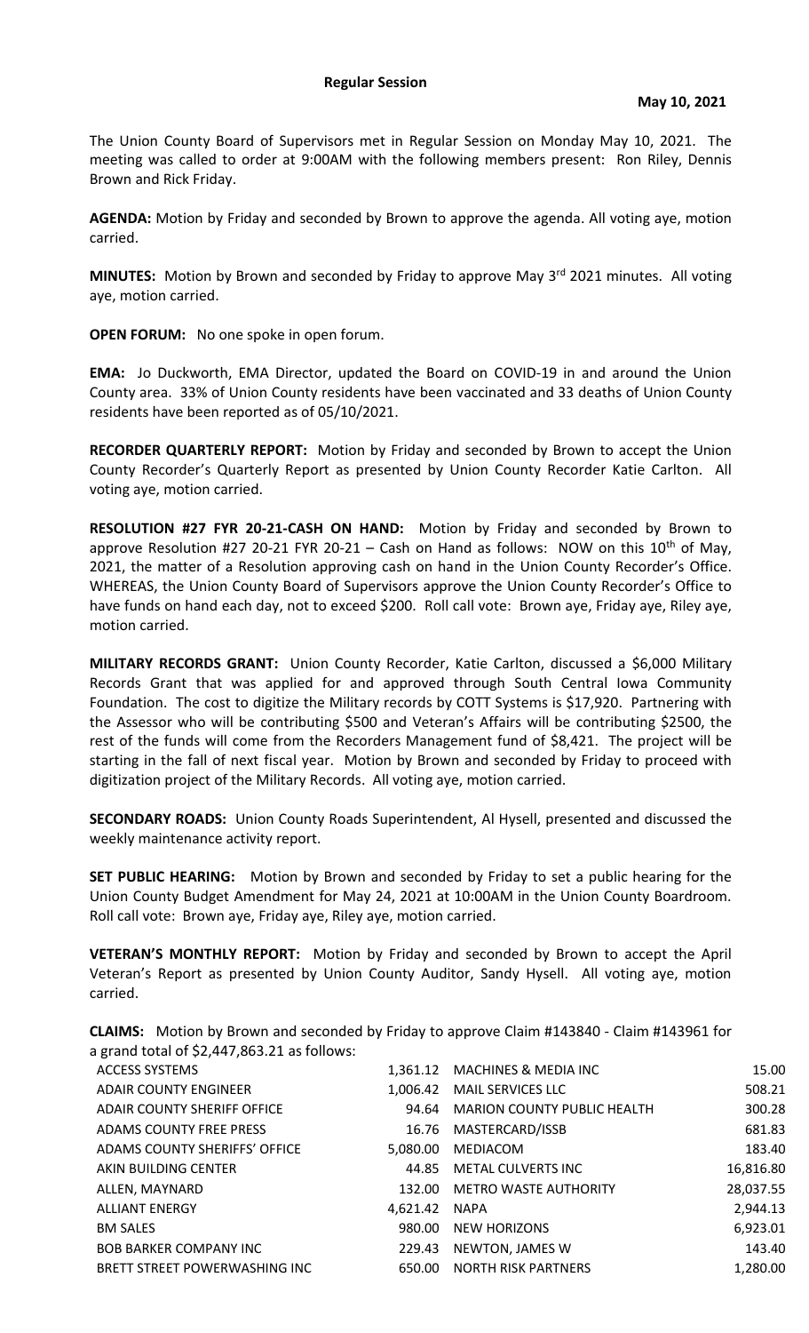# Regular Session

**May 10, 2021**

The Union County Board of Supervisors met in Regular Session on Monday May 10, 2021. The meeting was called to order at 9:00AM with the following members present: Ron Riley, Dennis Brown and Rick Friday.

**AGENDA:** Motion by Friday and seconded by Brown to approve the agenda. All voting aye, motion carried.

**MINUTES:** Motion by Brown and seconded by Friday to approve May 3rd 2021 minutes. All voting aye, motion carried.

**OPEN FORUM:** No one spoke in open forum.

**EMA:** Jo Duckworth, EMA Director, updated the Board on COVID-19 in and around the Union County area. 33% of Union County residents have been vaccinated and 33 deaths of Union County residents have been reported as of 05/10/2021.

**RECORDER QUARTERLY REPORT:** Motion by Friday and seconded by Brown to accept the Union County Recorder's Quarterly Report as presented by Union County Recorder Katie Carlton. All voting aye, motion carried.

**RESOLUTION #27 FYR 20-21-CASH ON HAND:** Motion by Friday and seconded by Brown to approve Resolution #27 20-21 FYR 20-21 – Cash on Hand as follows: NOW on this 10th of May, 2021, the matter of a Resolution approving cash on hand in the Union County Recorder's Office. WHEREAS, the Union County Board of Supervisors approve the Union County Recorder's Office to have funds on hand each day, not to exceed $200. Roll call vote: Brown aye, Friday aye, Riley aye, motion carried.

**MILITARY RECORDS GRANT:** Union County Recorder, Katie Carlton, discussed a $6,000 Military Records Grant that was applied for and approved through South Central Iowa Community Foundation. The cost to digitize the Military records by COTT Systems is $17,920. Partnering with the Assessor who will be contributing $500 and Veteran's Affairs will be contributing $2500, the rest of the funds will come from the Recorders Management fund of $8,421. The project will be starting in the fall of next fiscal year. Motion by Brown and seconded by Friday to proceed with digitization project of the Military Records. All voting aye, motion carried.

**SECONDARY ROADS:** Union County Roads Superintendent, Al Hysell, presented and discussed the weekly maintenance activity report.

**SET PUBLIC HEARING:** Motion by Brown and seconded by Friday to set a public hearing for the Union County Budget Amendment for May 24, 2021 at 10:00AM in the Union County Boardroom. Roll call vote: Brown aye, Friday aye, Riley aye, motion carried.

**VETERAN'S MONTHLY REPORT:** Motion by Friday and seconded by Brown to accept the April Veteran's Report as presented by Union County Auditor, Sandy Hysell. All voting aye, motion carried.

**CLAIMS:** Motion by Brown and seconded by Friday to approve Claim #143840 - Claim #143961 for a grand total of $2,447,863.21 as follows:

| | | | |
|---|---|---|---|
| ACCESS SYSTEMS | 1,361.12 | MACHINES & MEDIA INC | 15.00 |
| ADAIR COUNTY ENGINEER | 1,006.42 | MAIL SERVICES LLC | 508.21 |
| ADAIR COUNTY SHERIFF OFFICE | 94.64 | MARION COUNTY PUBLIC HEALTH | 300.28 |
| ADAMS COUNTY FREE PRESS | 16.76 | MASTERCARD/ISSB | 681.83 |
| ADAMS COUNTY SHERIFFS' OFFICE | 5,080.00 | MEDIACOM | 183.40 |
| AKIN BUILDING CENTER | 44.85 | METAL CULVERTS INC | 16,816.80 |
| ALLEN, MAYNARD | 132.00 | METRO WASTE AUTHORITY | 28,037.55 |
| ALLIANT ENERGY | 4,621.42 | NAPA | 2,944.13 |
| BM SALES | 980.00 | NEW HORIZONS | 6,923.01 |
| BOB BARKER COMPANY INC | 229.43 | NEWTON, JAMES W | 143.40 |
| BRETT STREET POWERWASHING INC | 650.00 | NORTH RISK PARTNERS | 1,280.00 |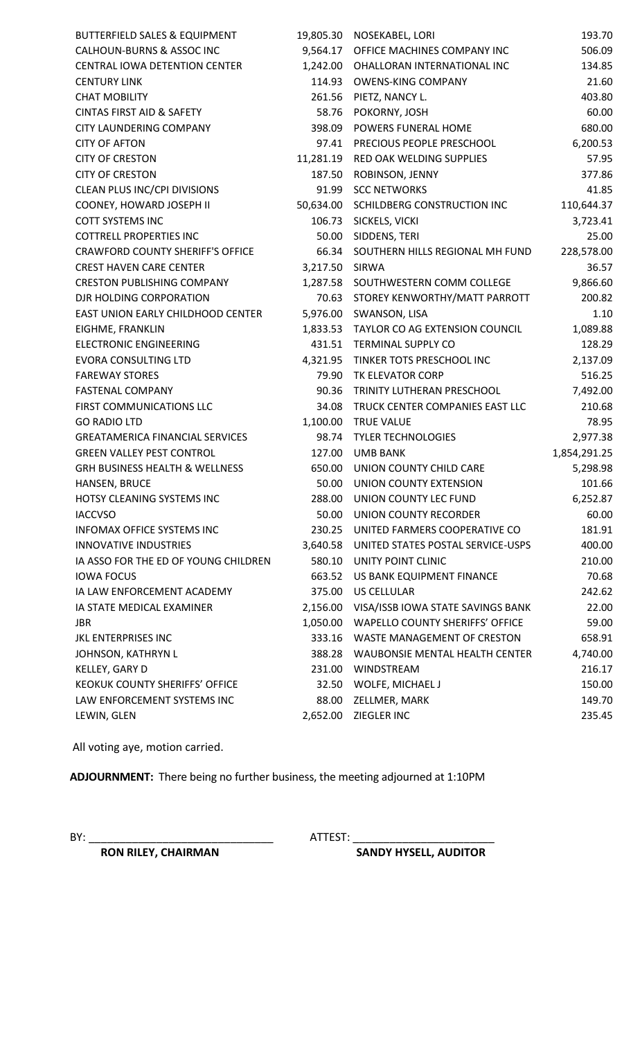| | | | |
|---|---|---|---|
| BUTTERFIELD SALES & EQUIPMENT | 19,805.30 | NOSEKABEL, LORI | 193.70 |
| CALHOUN-BURNS & ASSOC INC | 9,564.17 | OFFICE MACHINES COMPANY INC | 506.09 |
| CENTRAL IOWA DETENTION CENTER | 1,242.00 | OHALLORAN INTERNATIONAL INC | 134.85 |
| CENTURY LINK | 114.93 | OWENS-KING COMPANY | 21.60 |
| CHAT MOBILITY | 261.56 | PIETZ, NANCY L. | 403.80 |
| CINTAS FIRST AID & SAFETY | 58.76 | POKORNY, JOSH | 60.00 |
| CITY LAUNDERING COMPANY | 398.09 | POWERS FUNERAL HOME | 680.00 |
| CITY OF AFTON | 97.41 | PRECIOUS PEOPLE PRESCHOOL | 6,200.53 |
| CITY OF CRESTON | 11,281.19 | RED OAK WELDING SUPPLIES | 57.95 |
| CITY OF CRESTON | 187.50 | ROBINSON, JENNY | 377.86 |
| CLEAN PLUS INC/CPI DIVISIONS | 91.99 | SCC NETWORKS | 41.85 |
| COONEY, HOWARD JOSEPH II | 50,634.00 | SCHILDBERG CONSTRUCTION INC | 110,644.37 |
| COTT SYSTEMS INC | 106.73 | SICKELS, VICKI | 3,723.41 |
| COTTRELL PROPERTIES INC | 50.00 | SIDDENS, TERI | 25.00 |
| CRAWFORD COUNTY SHERIFF'S OFFICE | 66.34 | SOUTHERN HILLS REGIONAL MH FUND | 228,578.00 |
| CREST HAVEN CARE CENTER | 3,217.50 | SIRWA | 36.57 |
| CRESTON PUBLISHING COMPANY | 1,287.58 | SOUTHWESTERN COMM COLLEGE | 9,866.60 |
| DJR HOLDING CORPORATION | 70.63 | STOREY KENWORTHY/MATT PARROTT | 200.82 |
| EAST UNION EARLY CHILDHOOD CENTER | 5,976.00 | SWANSON, LISA | 1.10 |
| EIGHME, FRANKLIN | 1,833.53 | TAYLOR CO AG EXTENSION COUNCIL | 1,089.88 |
| ELECTRONIC ENGINEERING | 431.51 | TERMINAL SUPPLY CO | 128.29 |
| EVORA CONSULTING LTD | 4,321.95 | TINKER TOTS PRESCHOOL INC | 2,137.09 |
| FAREWAY STORES | 79.90 | TK ELEVATOR CORP | 516.25 |
| FASTENAL COMPANY | 90.36 | TRINITY LUTHERAN PRESCHOOL | 7,492.00 |
| FIRST COMMUNICATIONS LLC | 34.08 | TRUCK CENTER COMPANIES EAST LLC | 210.68 |
| GO RADIO LTD | 1,100.00 | TRUE VALUE | 78.95 |
| GREATAMERICA FINANCIAL SERVICES | 98.74 | TYLER TECHNOLOGIES | 2,977.38 |
| GREEN VALLEY PEST CONTROL | 127.00 | UMB BANK | 1,854,291.25 |
| GRH BUSINESS HEALTH & WELLNESS | 650.00 | UNION COUNTY CHILD CARE | 5,298.98 |
| HANSEN, BRUCE | 50.00 | UNION COUNTY EXTENSION | 101.66 |
| HOTSY CLEANING SYSTEMS INC | 288.00 | UNION COUNTY LEC FUND | 6,252.87 |
| IACCVSO | 50.00 | UNION COUNTY RECORDER | 60.00 |
| INFOMAX OFFICE SYSTEMS INC | 230.25 | UNITED FARMERS COOPERATIVE CO | 181.91 |
| INNOVATIVE INDUSTRIES | 3,640.58 | UNITED STATES POSTAL SERVICE-USPS | 400.00 |
| IA ASSO FOR THE ED OF YOUNG CHILDREN | 580.10 | UNITY POINT CLINIC | 210.00 |
| IOWA FOCUS | 663.52 | US BANK EQUIPMENT FINANCE | 70.68 |
| IA LAW ENFORCEMENT ACADEMY | 375.00 | US CELLULAR | 242.62 |
| IA STATE MEDICAL EXAMINER | 2,156.00 | VISA/ISSB IOWA STATE SAVINGS BANK | 22.00 |
| JBR | 1,050.00 | WAPELLO COUNTY SHERIFFS' OFFICE | 59.00 |
| JKL ENTERPRISES INC | 333.16 | WASTE MANAGEMENT OF CRESTON | 658.91 |
| JOHNSON, KATHRYN L | 388.28 | WAUBONSIE MENTAL HEALTH CENTER | 4,740.00 |
| KELLEY, GARY D | 231.00 | WINDSTREAM | 216.17 |
| KEOKUK COUNTY SHERIFFS' OFFICE | 32.50 | WOLFE, MICHAEL J | 150.00 |
| LAW ENFORCEMENT SYSTEMS INC | 88.00 | ZELLMER, MARK | 149.70 |
| LEWIN, GLEN | 2,652.00 | ZIEGLER INC | 235.45 |

All voting aye, motion carried.

**ADJOURNMENT:** There being no further business, the meeting adjourned at 1:10PM

BY: ______________________________ ATTEST: ______________________

**RON RILEY, CHAIRMAN** **SANDY HYSELL, AUDITOR**